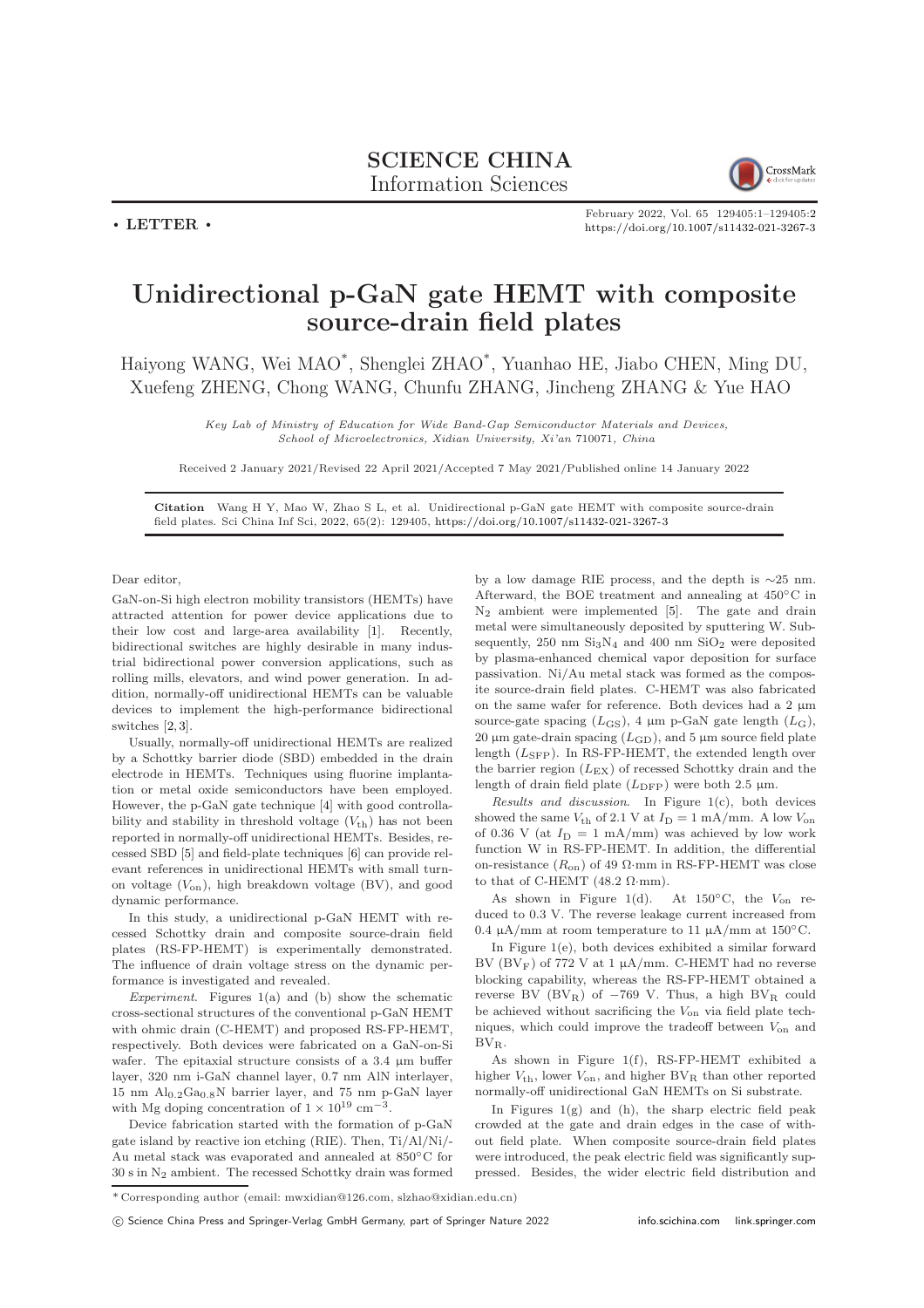SCIENCE CHINA
Information Sciences

• LETTER •

February 2022, Vol. 65 129405:1–129405:2
https://doi.org/10.1007/s11432-021-3267-3

# Unidirectional p-GaN gate HEMT with composite source-drain field plates

Haiyong WANG, Wei MAO*, Shenglei ZHAO*, Yuanhao HE, Jiabo CHEN, Ming DU, Xuefeng ZHENG, Chong WANG, Chunfu ZHANG, Jincheng ZHANG & Yue HAO

*Key Lab of Ministry of Education for Wide Band-Gap Semiconductor Materials and Devices, School of Microelectronics, Xidian University, Xi'an* 710071*, China*

Received 2 January 2021/Revised 22 April 2021/Accepted 7 May 2021/Published online 14 January 2022

**Citation** Wang H Y, Mao W, Zhao S L, et al. Unidirectional p-GaN gate HEMT with composite source-drain field plates. Sci China Inf Sci, 2022, 65(2): 129405, https://doi.org/10.1007/s11432-021-3267-3

Dear editor,

GaN-on-Si high electron mobility transistors (HEMTs) have attracted attention for power device applications due to their low cost and large-area availability [1]. Recently, bidirectional switches are highly desirable in many industrial bidirectional power conversion applications, such as rolling mills, elevators, and wind power generation. In addition, normally-off unidirectional HEMTs can be valuable devices to implement the high-performance bidirectional switches [2, 3].

Usually, normally-off unidirectional HEMTs are realized by a Schottky barrier diode (SBD) embedded in the drain electrode in HEMTs. Techniques using fluorine implantation or metal oxide semiconductors have been employed. However, the p-GaN gate technique [4] with good controllability and stability in threshold voltage ($V_{\rm th}$) has not been reported in normally-off unidirectional HEMTs. Besides, recessed SBD [5] and field-plate techniques [6] can provide relevant references in unidirectional HEMTs with small turn-on voltage ($V_{\rm on}$), high breakdown voltage (BV), and good dynamic performance.

In this study, a unidirectional p-GaN HEMT with recessed Schottky drain and composite source-drain field plates (RS-FP-HEMT) is experimentally demonstrated. The influence of drain voltage stress on the dynamic performance is investigated and revealed.

*Experiment*. Figures 1(a) and (b) show the schematic cross-sectional structures of the conventional p-GaN HEMT with ohmic drain (C-HEMT) and proposed RS-FP-HEMT, respectively. Both devices were fabricated on a GaN-on-Si wafer. The epitaxial structure consists of a 3.4 μm buffer layer, 320 nm i-GaN channel layer, 0.7 nm AlN interlayer, 15 nm $Al_{0.2}Ga_{0.8}N$ barrier layer, and 75 nm p-GaN layer with Mg doping concentration of $1\times10^{19}$ cm$^{-3}$.

Device fabrication started with the formation of p-GaN gate island by reactive ion etching (RIE). Then, Ti/Al/Ni/-Au metal stack was evaporated and annealed at 850°C for 30 s in $N_2$ ambient. The recessed Schottky drain was formed by a low damage RIE process, and the depth is ∼25 nm. Afterward, the BOE treatment and annealing at 450°C in $N_2$ ambient were implemented [5]. The gate and drain metal were simultaneously deposited by sputtering W. Subsequently, 250 nm $Si_3N_4$ and 400 nm $SiO_2$ were deposited by plasma-enhanced chemical vapor deposition for surface passivation. Ni/Au metal stack was formed as the composite source-drain field plates. C-HEMT was also fabricated on the same wafer for reference. Both devices had a 2 μm source-gate spacing ($L_{\rm GS}$), 4 μm p-GaN gate length ($L_{\rm G}$), 20 μm gate-drain spacing ($L_{\rm GD}$), and 5 μm source field plate length ($L_{\rm SFP}$). In RS-FP-HEMT, the extended length over the barrier region ($L_{\rm EX}$) of recessed Schottky drain and the length of drain field plate ($L_{\rm DFP}$) were both 2.5 μm.

*Results and discussion*. In Figure 1(c), both devices showed the same $V_{\rm th}$ of 2.1 V at $I_{\rm D}=1$ mA/mm. A low $V_{\rm on}$ of 0.36 V (at $I_{\rm D}=1$ mA/mm) was achieved by low work function W in RS-FP-HEMT. In addition, the differential on-resistance ($R_{\rm on}$) of 49 Ω·mm in RS-FP-HEMT was close to that of C-HEMT (48.2 Ω·mm).

As shown in Figure 1(d). At 150°C, the $V_{\rm on}$ reduced to 0.3 V. The reverse leakage current increased from 0.4 μA/mm at room temperature to 11 μA/mm at 150°C.

In Figure 1(e), both devices exhibited a similar forward BV ($\rm BV_F$) of 772 V at 1 μA/mm. C-HEMT had no reverse blocking capability, whereas the RS-FP-HEMT obtained a reverse BV ($\rm BV_R$) of −769 V. Thus, a high $\rm BV_R$ could be achieved without sacrificing the $V_{\rm on}$ via field plate techniques, which could improve the tradeoff between $V_{\rm on}$ and $\rm BV_R$.

As shown in Figure 1(f), RS-FP-HEMT exhibited a higher $V_{\rm th}$, lower $V_{\rm on}$, and higher $\rm BV_R$ than other reported normally-off unidirectional GaN HEMTs on Si substrate.

In Figures 1(g) and (h), the sharp electric field peak crowded at the gate and drain edges in the case of without field plate. When composite source-drain field plates were introduced, the peak electric field was significantly suppressed. Besides, the wider electric field distribution and

* Corresponding author (email: mwxidian@126.com, slzhao@xidian.edu.cn)

© Science China Press and Springer-Verlag GmbH Germany, part of Springer Nature 2022 info.scichina.com link.springer.com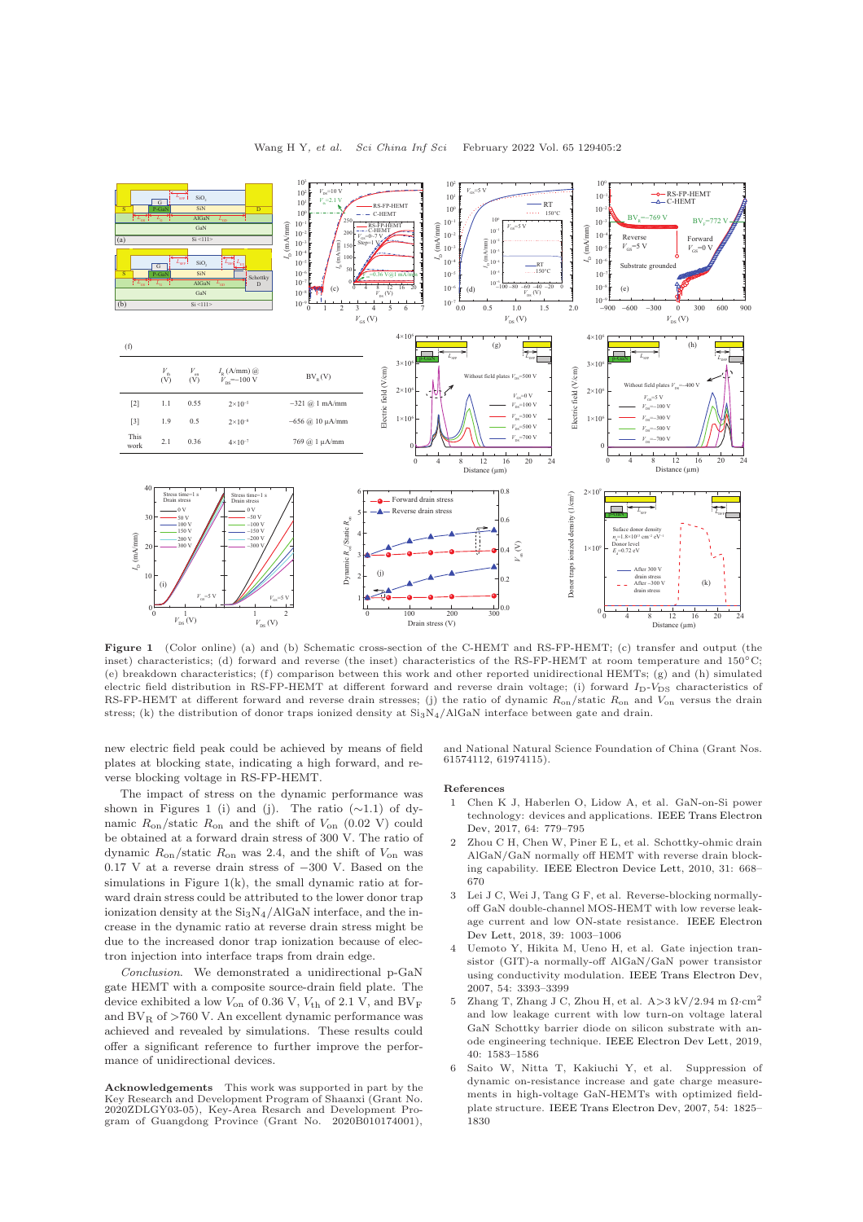| | $V_{th}$ (V) | $V_{on}$ (V) | $I_R$ (A/mm) @ $V_{DS}$=−100 V | $BV_R$ (V) |
|---|---|---|---|---|
| [2] | 1.1 | 0.55 | $2\times10^{-5}$ | −321 @ 1 mA/mm |
| [3] | 1.9 | 0.5 | $2\times10^{-4}$ | −656 @ 10 μA/mm |
| This work | 2.1 | 0.36 | $4\times10^{-7}$ | 769 @ 1 μA/mm |

**Figure 1** (Color online) (a) and (b) Schematic cross-section of the C-HEMT and RS-FP-HEMT; (c) transfer and output (the inset) characteristics; (d) forward and reverse (the inset) characteristics of the RS-FP-HEMT at room temperature and 150°C; (e) breakdown characteristics; (f) comparison between this work and other reported unidirectional HEMTs; (g) and (h) simulated electric field distribution in RS-FP-HEMT at different forward and reverse drain voltage; (i) forward $I_D$-$V_{DS}$ characteristics of RS-FP-HEMT at different forward and reverse drain stresses; (j) the ratio of dynamic $R_{on}$/static $R_{on}$ and $V_{on}$ versus the drain stress; (k) the distribution of donor traps ionized density at $Si_3N_4$/AlGaN interface between gate and drain.

new electric field peak could be achieved by means of field plates at blocking state, indicating a high forward, and reverse blocking voltage in RS-FP-HEMT.

The impact of stress on the dynamic performance was shown in Figures 1 (i) and (j). The ratio (∼1.1) of dynamic $R_{on}$/static $R_{on}$ and the shift of $V_{on}$ (0.02 V) could be obtained at a forward drain stress of 300 V. The ratio of dynamic $R_{on}$/static $R_{on}$ was 2.4, and the shift of $V_{on}$ was 0.17 V at a reverse drain stress of −300 V. Based on the simulations in Figure 1(k), the small dynamic ratio at forward drain stress could be attributed to the lower donor trap ionization density at the $Si_3N_4$/AlGaN interface, and the increase in the dynamic ratio at reverse drain stress might be due to the increased donor trap ionization because of electron injection into interface traps from drain edge.

*Conclusion.* We demonstrated a unidirectional p-GaN gate HEMT with a composite source-drain field plate. The device exhibited a low $V_{on}$ of 0.36 V, $V_{th}$ of 2.1 V, and $BV_F$ and $BV_R$ of >760 V. An excellent dynamic performance was achieved and revealed by simulations. These results could offer a significant reference to further improve the performance of unidirectional devices.

**Acknowledgements** This work was supported in part by the Key Research and Development Program of Shaanxi (Grant No. 2020ZDLGY03-05), Key-Area Resarch and Development Program of Guangdong Province (Grant No. 2020B010174001), and National Natural Science Foundation of China (Grant Nos. 61574112, 61974115).

**References**

1. Chen K J, Haberlen O, Lidow A, et al. GaN-on-Si power technology: devices and applications. IEEE Trans Electron Dev, 2017, 64: 779–795
2. Zhou C H, Chen W, Piner E L, et al. Schottky-ohmic drain AlGaN/GaN normally off HEMT with reverse drain blocking capability. IEEE Electron Device Lett, 2010, 31: 668–670
3. Lei J C, Wei J, Tang G F, et al. Reverse-blocking normally-off GaN double-channel MOS-HEMT with low reverse leakage current and low ON-state resistance. IEEE Electron Dev Lett, 2018, 39: 1003–1006
4. Uemoto Y, Hikita M, Ueno H, et al. Gate injection transistor (GIT)-a normally-off AlGaN/GaN power transistor using conductivity modulation. IEEE Trans Electron Dev, 2007, 54: 3393–3399
5. Zhang T, Zhang J C, Zhou H, et al. A>3 kV/2.94 m Ω·cm$^2$ and low leakage current with low turn-on voltage lateral GaN Schottky barrier diode on silicon substrate with anode engineering technique. IEEE Electron Dev Lett, 2019, 40: 1583–1586
6. Saito W, Nitta T, Kakiuchi Y, et al. Suppression of dynamic on-resistance increase and gate charge measurements in high-voltage GaN-HEMTs with optimized field-plate structure. IEEE Trans Electron Dev, 2007, 54: 1825–1830